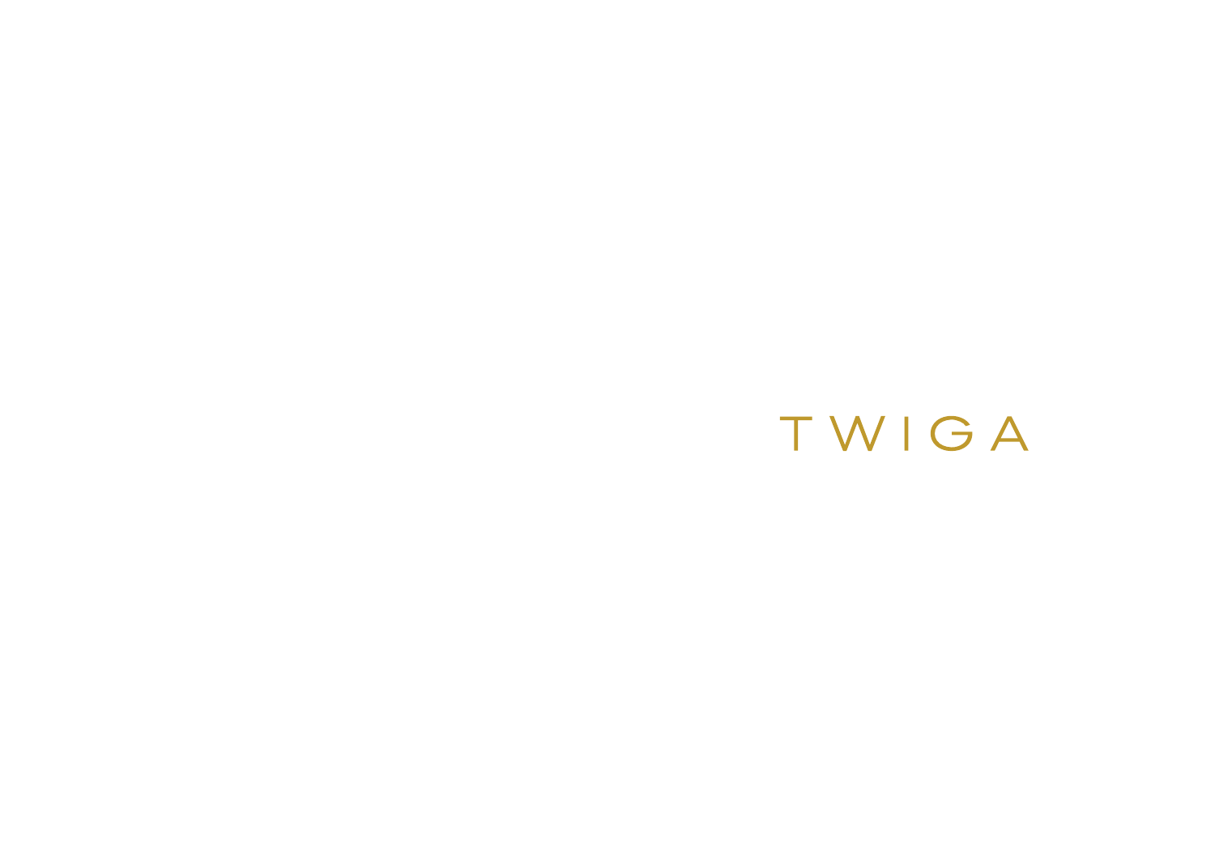# TWIGA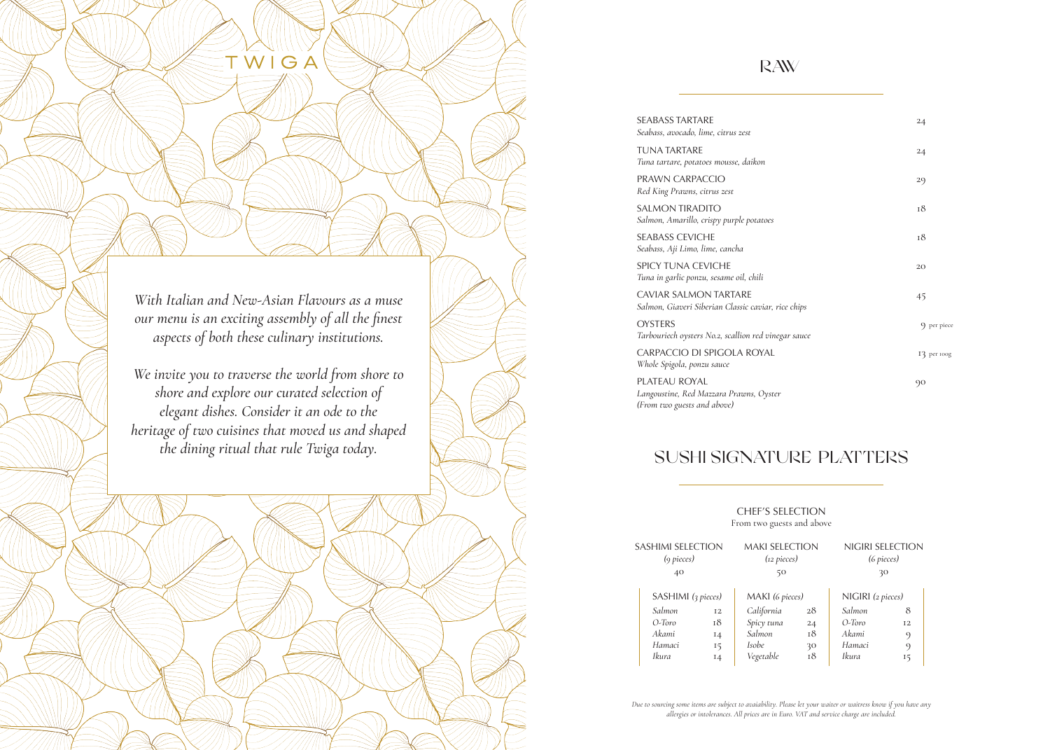# TWIGA

*With Italian and New-Asian Flavours as a muse our menu is an exciting assembly of all the finest aspects of both these culinary institutions.*

*We invite you to traverse the world from shore to shore and explore our curated selection of elegant dishes. Consider it an ode to the heritage of two cuisines that moved us and shaped the dining ritual that rule Twiga today.*

## RAW

SEABASS TARTARE — 24
*Seabass, avocado, lime, citrus zest*

TUNA TARTARE — 24
*Tuna tartare, potatoes mousse, daikon*

PRAWN CARPACCIO — 29
*Red King Prawns, citrus zest*

SALMON TIRADITO — 18
*Salmon, Amarillo, crispy purple potatoes*

SEABASS CEVICHE — 18
*Seabass, Aji Limo, lime, cancha*

SPICY TUNA CEVICHE — 20
*Tuna in garlic ponzu, sesame oil, chili*

CAVIAR SALMON TARTARE — 45
*Salmon, Giaveri Siberian Classic caviar, rice chips*

OYSTERS — 9 per piece
*Tarbouriech oysters No.2, scallion red vinegar sauce*

CARPACCIO DI SPIGOLA ROYAL — 13 per 100g
*Whole Spigola, ponzu sauce*

PLATEAU ROYAL — 90
*Langoustine, Red Mazzara Prawns, Oyster*
*(From two guests and above)*

## SUSHI SIGNATURE PLATTERS

### CHEF'S SELECTION
From two guests and above

| SASHIMI SELECTION *(9 pieces)* | MAKI SELECTION *(12 pieces)* | NIGIRI SELECTION *(6 pieces)* |
|---|---|---|
| 40 | 50 | 30 |

| SASHIMI *(3 pieces)* | | MAKI *(6 pieces)* | | NIGIRI *(2 pieces)* | |
|---|---|---|---|---|---|
| *Salmon* | 12 | *California* | 28 | *Salmon* | 8 |
| *O-Toro* | 18 | *Spicy tuna* | 24 | *O-Toro* | 12 |
| *Akami* | 14 | *Salmon* | 18 | *Akami* | 9 |
| *Hamaci* | 15 | *Isobe* | 30 | *Hamaci* | 9 |
| *Ikura* | 14 | *Vegetable* | 18 | *Ikura* | 15 |

*Due to sourcing some items are subject to avaiability. Please let your waiter or waitress know if you have any allergies or intolerances. All prices are in Euro. VAT and service charge are included.*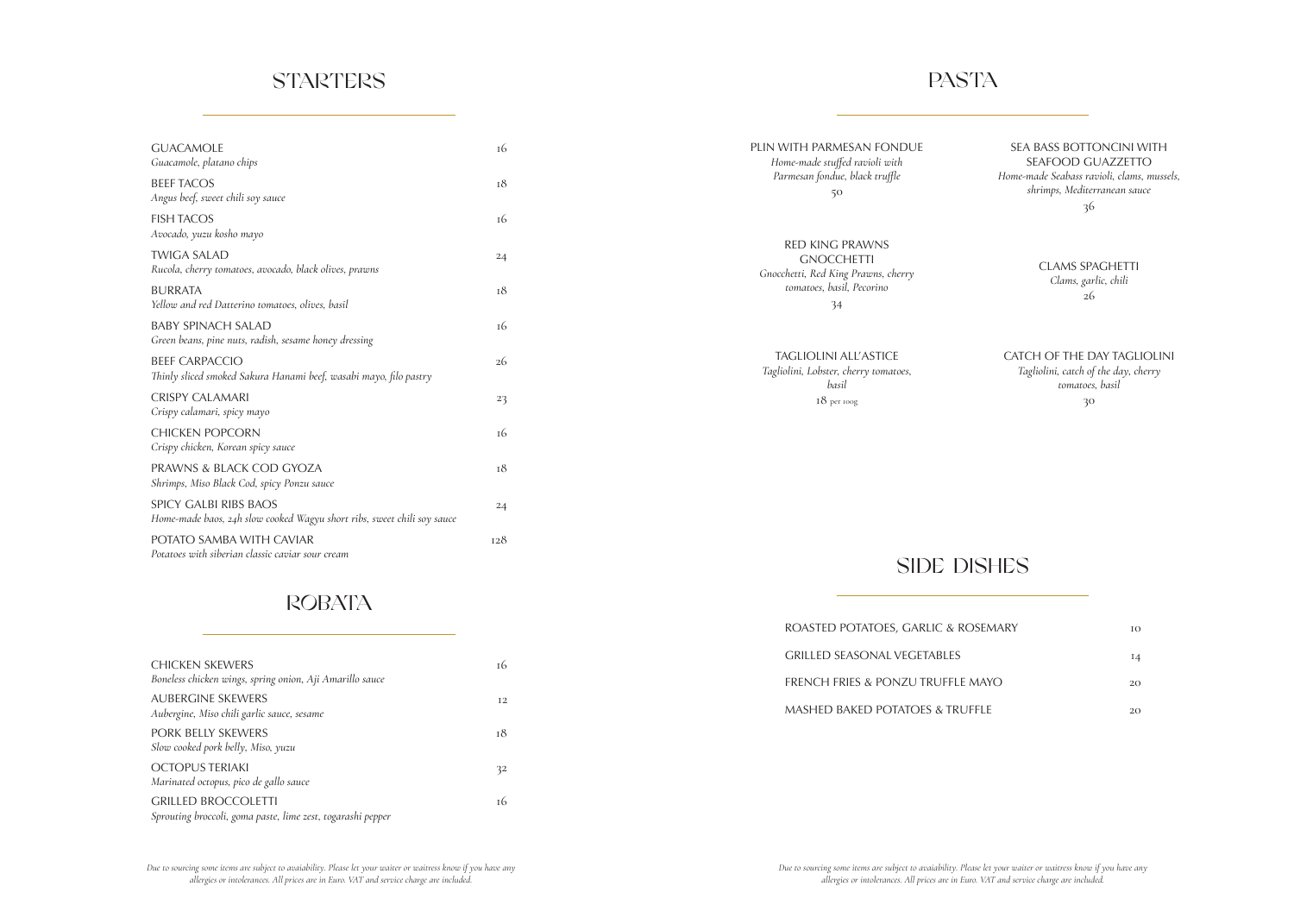## STARTERS

| Dish | Price |
|---|---|
| GUACAMOLE<br>*Guacamole, platano chips* | 16 |
| BEEF TACOS<br>*Angus beef, sweet chili soy sauce* | 18 |
| FISH TACOS<br>*Avocado, yuzu kosho mayo* | 16 |
| TWIGA SALAD<br>*Rucola, cherry tomatoes, avocado, black olives, prawns* | 24 |
| BURRATA<br>*Yellow and red Datterino tomatoes, olives, basil* | 18 |
| BABY SPINACH SALAD<br>*Green beans, pine nuts, radish, sesame honey dressing* | 16 |
| BEEF CARPACCIO<br>*Thinly sliced smoked Sakura Hanami beef, wasabi mayo, filo pastry* | 26 |
| CRISPY CALAMARI<br>*Crispy calamari, spicy mayo* | 23 |
| CHICKEN POPCORN<br>*Crispy chicken, Korean spicy sauce* | 16 |
| PRAWNS & BLACK COD GYOZA<br>*Shrimps, Miso Black Cod, spicy Ponzu sauce* | 18 |
| SPICY GALBI RIBS BAOS<br>*Home-made baos, 24h slow cooked Wagyu short ribs, sweet chili soy sauce* | 24 |
| POTATO SAMBA WITH CAVIAR<br>*Potatoes with siberian classic caviar sour cream* | 128 |

## ROBATA

| Dish | Price |
|---|---|
| CHICKEN SKEWERS<br>*Boneless chicken wings, spring onion, Aji Amarillo sauce* | 16 |
| AUBERGINE SKEWERS<br>*Aubergine, Miso chili garlic sauce, sesame* | 12 |
| PORK BELLY SKEWERS<br>*Slow cooked pork belly, Miso, yuzu* | 18 |
| OCTOPUS TERIAKI<br>*Marinated octopus, pico de gallo sauce* | 32 |
| GRILLED BROCCOLETTI<br>*Sprouting broccoli, goma paste, lime zest, togarashi pepper* | 16 |

*Due to sourcing some items are subject to avaiability. Please let your waiter or waitress know if you have any allergies or intolerances. All prices are in Euro. VAT and service charge are included.*

## PASTA

**PLIN WITH PARMESAN FONDUE**
*Home-made stuffed ravioli with Parmesan fondue, black truffle*
50

**SEA BASS BOTTONCINI WITH SEAFOOD GUAZZETTO**
*Home-made Seabass ravioli, clams, mussels, shrimps, Mediterranean sauce*
36

**RED KING PRAWNS GNOCCHETTI**
*Gnocchetti, Red King Prawns, cherry tomatoes, basil, Pecorino*
34

**CLAMS SPAGHETTI**
*Clams, garlic, chili*
26

**TAGLIOLINI ALL'ASTICE**
*Tagliolini, Lobster, cherry tomatoes, basil*
18 per 100g

**CATCH OF THE DAY TAGLIOLINI**
*Tagliolini, catch of the day, cherry tomatoes, basil*
30

## SIDE DISHES

| Dish | Price |
|---|---|
| ROASTED POTATOES, GARLIC & ROSEMARY | 10 |
| GRILLED SEASONAL VEGETABLES | 14 |
| FRENCH FRIES & PONZU TRUFFLE MAYO | 20 |
| MASHED BAKED POTATOES & TRUFFLE | 20 |

*Due to sourcing some items are subject to avaiability. Please let your waiter or waitress know if you have any allergies or intolerances. All prices are in Euro. VAT and service charge are included.*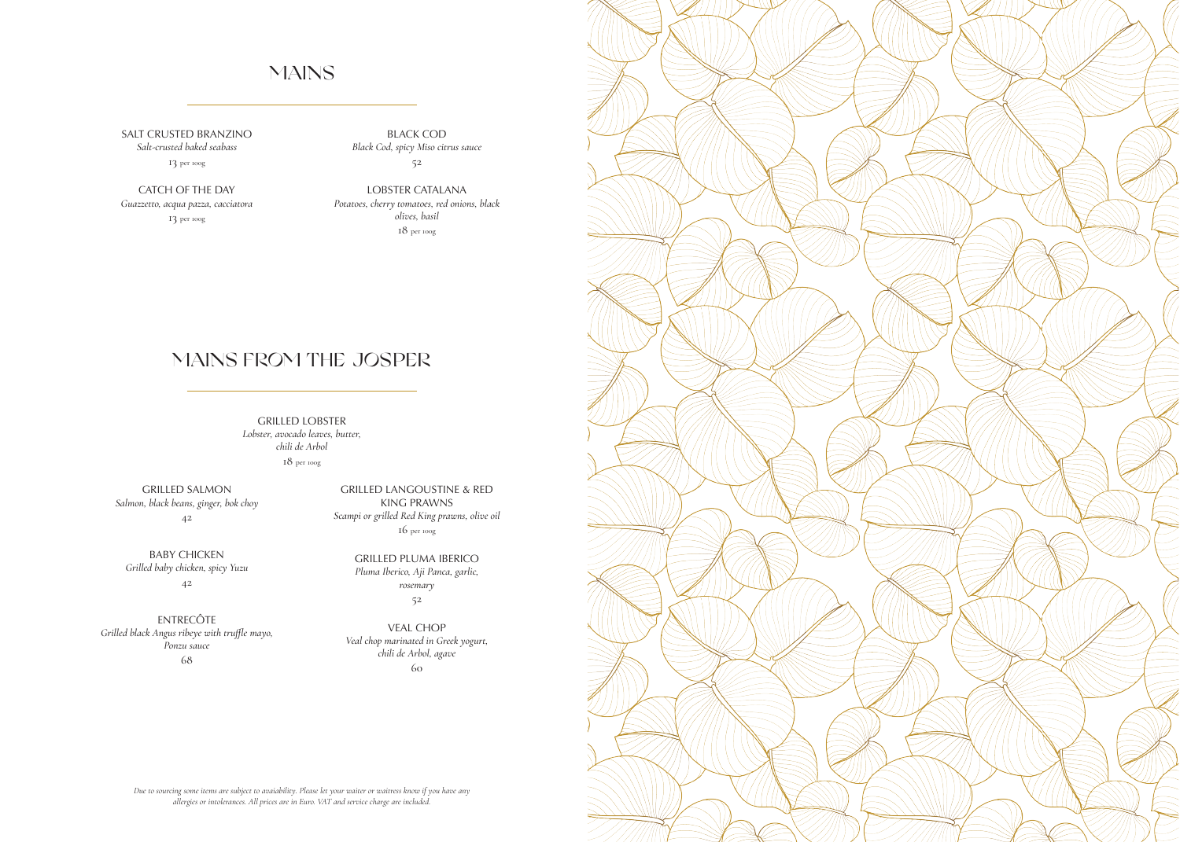# MAINS

SALT CRUSTED BRANZINO
*Salt-crusted baked seabass*
13 per 100g

BLACK COD
*Black Cod, spicy Miso citrus sauce*
52

CATCH OF THE DAY
*Guazzetto, acqua pazza, cacciatora*
13 per 100g

LOBSTER CATALANA
*Potatoes, cherry tomatoes, red onions, black olives, basil*
18 per 100g

# MAINS FROM THE JOSPER

GRILLED LOBSTER
*Lobster, avocado leaves, butter, chili de Arbol*
18 per 100g

GRILLED SALMON
*Salmon, black beans, ginger, bok choy*
42

GRILLED LANGOUSTINE & RED KING PRAWNS
*Scampi or grilled Red King prawns, olive oil*
16 per 100g

BABY CHICKEN
*Grilled baby chicken, spicy Yuzu*
42

GRILLED PLUMA IBERICO
*Pluma Iberico, Aji Panca, garlic, rosemary*
52

ENTRECÔTE
*Grilled black Angus ribeye with truffle mayo, Ponzu sauce*
68

VEAL CHOP
*Veal chop marinated in Greek yogurt, chili de Arbol, agave*
60

*Due to sourcing some items are subject to avaiability. Please let your waiter or waitress know if you have any allergies or intolerances. All prices are in Euro. VAT and service charge are included.*